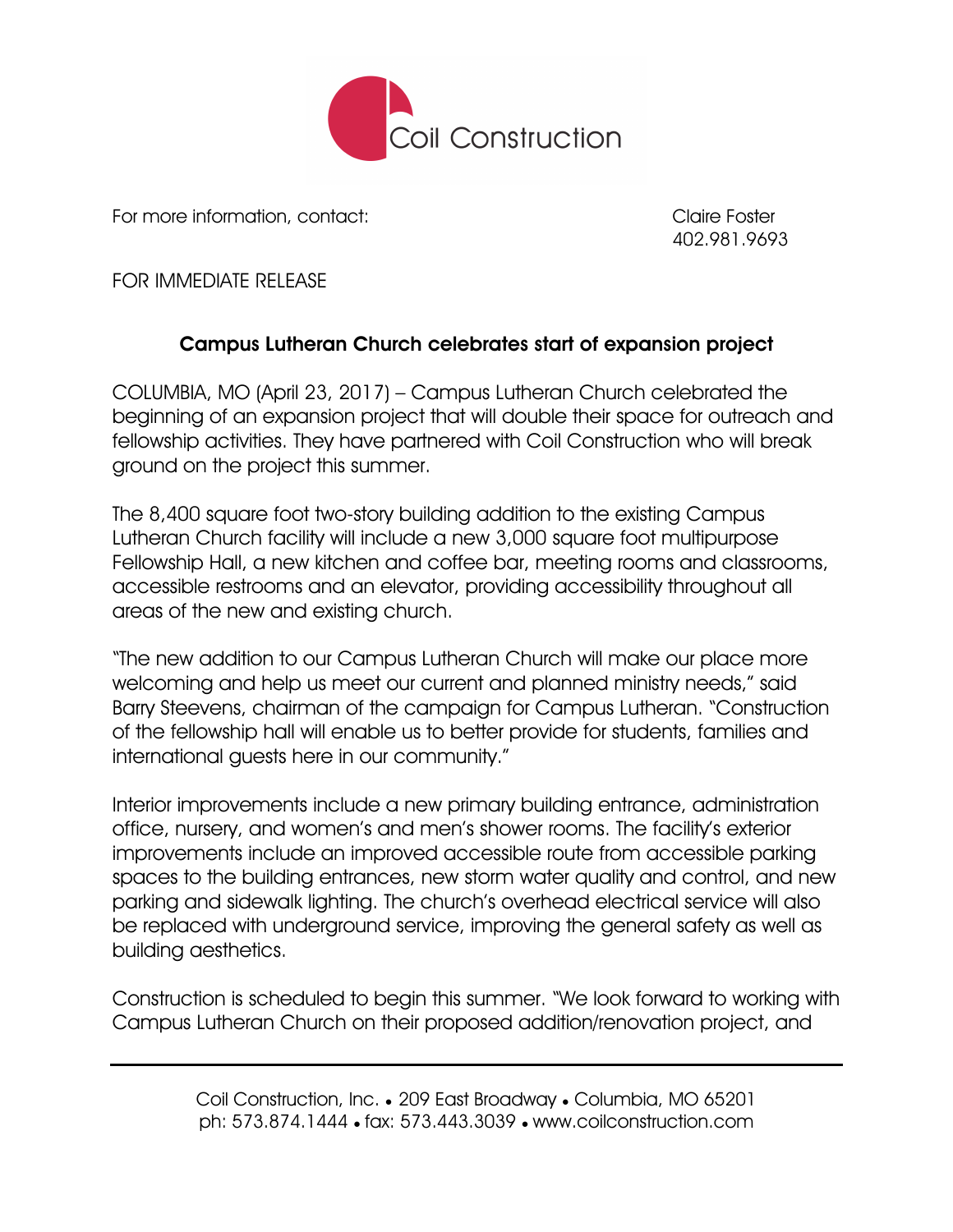Coil Construction

For more information, contact: Claire Foster
402.981.9693

FOR IMMEDIATE RELEASE

## Campus Lutheran Church celebrates start of expansion project

COLUMBIA, MO (April 23, 2017) – Campus Lutheran Church celebrated the beginning of an expansion project that will double their space for outreach and fellowship activities. They have partnered with Coil Construction who will break ground on the project this summer.

The 8,400 square foot two-story building addition to the existing Campus Lutheran Church facility will include a new 3,000 square foot multipurpose Fellowship Hall, a new kitchen and coffee bar, meeting rooms and classrooms, accessible restrooms and an elevator, providing accessibility throughout all areas of the new and existing church.

"The new addition to our Campus Lutheran Church will make our place more welcoming and help us meet our current and planned ministry needs," said Barry Steevens, chairman of the campaign for Campus Lutheran. "Construction of the fellowship hall will enable us to better provide for students, families and international guests here in our community."

Interior improvements include a new primary building entrance, administration office, nursery, and women's and men's shower rooms. The facility's exterior improvements include an improved accessible route from accessible parking spaces to the building entrances, new storm water quality and control, and new parking and sidewalk lighting. The church's overhead electrical service will also be replaced with underground service, improving the general safety as well as building aesthetics.

Construction is scheduled to begin this summer. "We look forward to working with Campus Lutheran Church on their proposed addition/renovation project, and

Coil Construction, Inc. • 209 East Broadway • Columbia, MO 65201
ph: 573.874.1444 • fax: 573.443.3039 • www.coilconstruction.com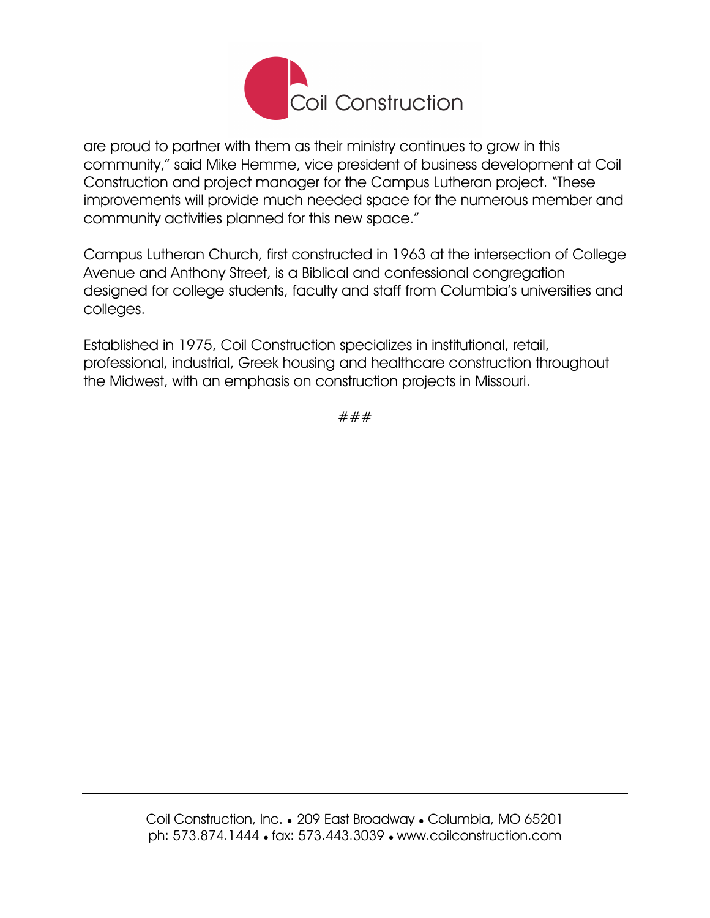are proud to partner with them as their ministry continues to grow in this community," said Mike Hemme, vice president of business development at Coil Construction and project manager for the Campus Lutheran project. "These improvements will provide much needed space for the numerous member and community activities planned for this new space."

Campus Lutheran Church, first constructed in 1963 at the intersection of College Avenue and Anthony Street, is a Biblical and confessional congregation designed for college students, faculty and staff from Columbia's universities and colleges.

Established in 1975, Coil Construction specializes in institutional, retail, professional, industrial, Greek housing and healthcare construction throughout the Midwest, with an emphasis on construction projects in Missouri.

###

Coil Construction, Inc. • 209 East Broadway • Columbia, MO 65201
ph: 573.874.1444 • fax: 573.443.3039 • www.coilconstruction.com